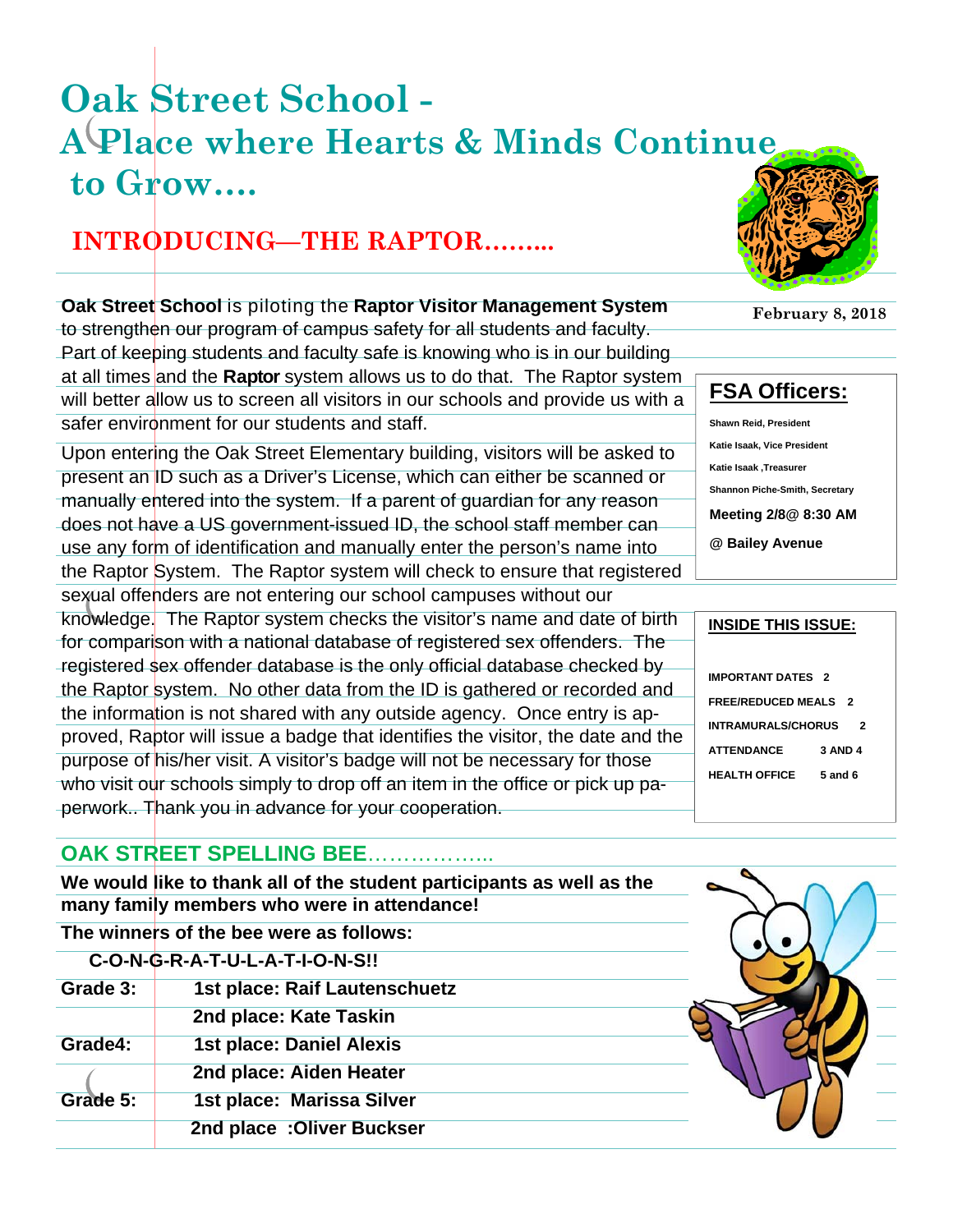# Oak Street School - A Place where Hearts & Minds Continue to Grow….

## INTRODUCING—THE RAPTOR………

February 8, 2018

**Oak Street School** is piloting the **Raptor Visitor Management System** to strengthen our program of campus safety for all students and faculty. Part of keeping students and faculty safe is knowing who is in our building at all times and the **Raptor** system allows us to do that. The Raptor system will better allow us to screen all visitors in our schools and provide us with a safer environment for our students and staff.

Upon entering the Oak Street Elementary building, visitors will be asked to present an ID such as a Driver's License, which can either be scanned or manually entered into the system. If a parent of guardian for any reason does not have a US government-issued ID, the school staff member can use any form of identification and manually enter the person's name into the Raptor System. The Raptor system will check to ensure that registered sexual offenders are not entering our school campuses without our knowledge. The Raptor system checks the visitor's name and date of birth for comparison with a national database of registered sex offenders. The registered sex offender database is the only official database checked by the Raptor system. No other data from the ID is gathered or recorded and the information is not shared with any outside agency. Once entry is approved, Raptor will issue a badge that identifies the visitor, the date and the purpose of his/her visit. A visitor's badge will not be necessary for those who visit our schools simply to drop off an item in the office or pick up paperwork.. Thank you in advance for your cooperation.

## FSA Officers:

**Shawn Reid, President**
**Katie Isaak, Vice President**
**Katie Isaak ,Treasurer**
**Shannon Piche-Smith, Secretary**

**Meeting 2/8@ 8:30 AM**

**@ Bailey Avenue**

**INSIDE THIS ISSUE:**

| | |
|---|---|
| IMPORTANT DATES | 2 |
| FREE/REDUCED MEALS | 2 |
| INTRAMURALS/CHORUS | 2 |
| ATTENDANCE | 3 AND 4 |
| HEALTH OFFICE | 5 and 6 |

## OAK STREET SPELLING BEE……………..

**We would like to thank all of the student participants as well as the many family members who were in attendance!**

**The winners of the bee were as follows:**

**C-O-N-G-R-A-T-U-L-A-T-I-O-N-S!!**

| | |
|---|---|
| **Grade 3:** | **1st place: Raif Lautenschuetz** |
| | **2nd place: Kate Taskin** |
| **Grade4:** | **1st place: Daniel Alexis** |
| | **2nd place: Aiden Heater** |
| **Grade 5:** | **1st place: Marissa Silver** |
| | **2nd place :Oliver Buckser** |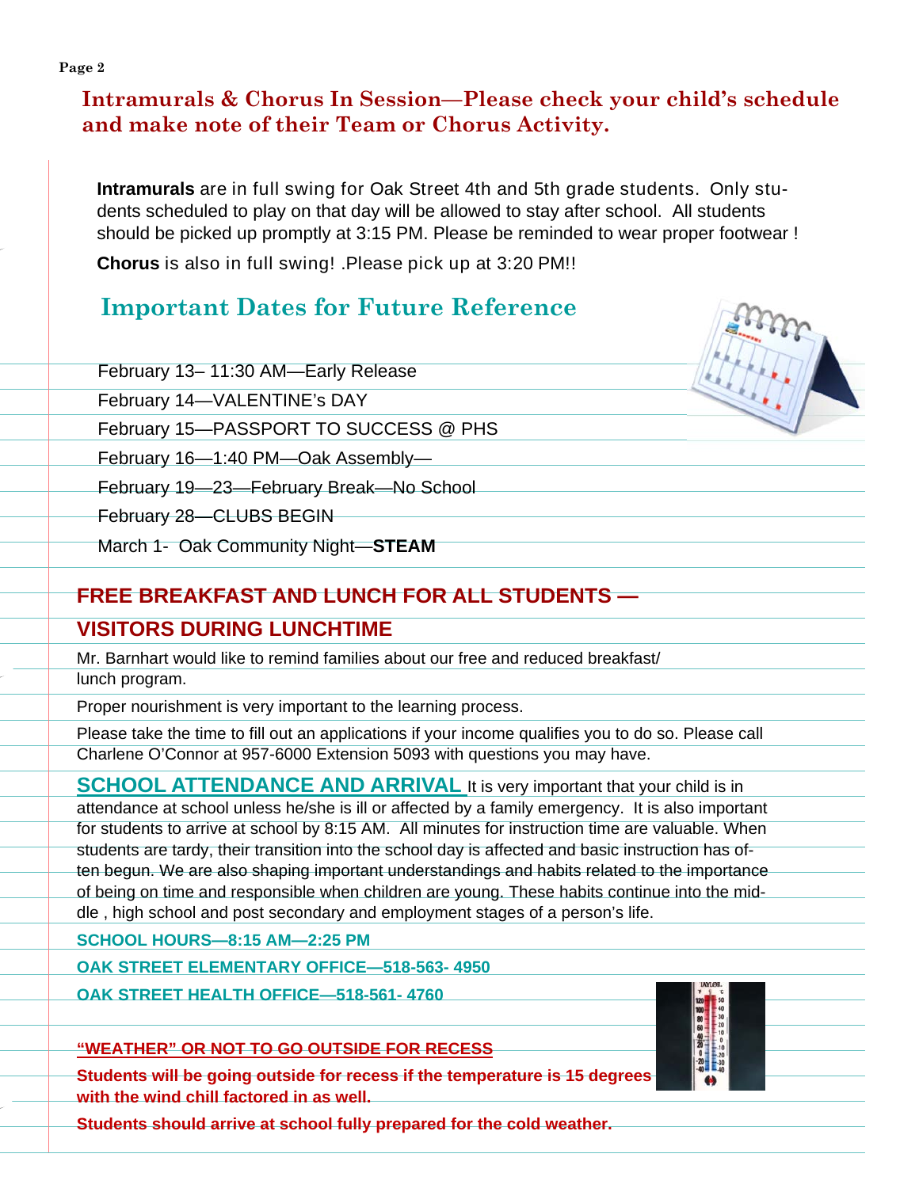## Intramurals & Chorus In Session—Please check your child's schedule and make note of their Team or Chorus Activity.

**Intramurals** are in full swing for Oak Street 4th and 5th grade students. Only students scheduled to play on that day will be allowed to stay after school. All students should be picked up promptly at 3:15 PM. Please be reminded to wear proper footwear !

**Chorus** is also in full swing! .Please pick up at 3:20 PM!!

## Important Dates for Future Reference

February 13– 11:30 AM—Early Release

February 14—VALENTINE's DAY

February 15—PASSPORT TO SUCCESS @ PHS

February 16—1:40 PM—Oak Assembly—

February 19—23—February Break—No School

February 28—CLUBS BEGIN

March 1- Oak Community Night—**STEAM**

## FREE BREAKFAST AND LUNCH FOR ALL STUDENTS —

## VISITORS DURING LUNCHTIME

Mr. Barnhart would like to remind families about our free and reduced breakfast/ lunch program.

Proper nourishment is very important to the learning process.

Please take the time to fill out an applications if your income qualifies you to do so. Please call Charlene O'Connor at 957-6000 Extension 5093 with questions you may have.

**SCHOOL ATTENDANCE AND ARRIVAL** It is very important that your child is in attendance at school unless he/she is ill or affected by a family emergency. It is also important for students to arrive at school by 8:15 AM. All minutes for instruction time are valuable. When students are tardy, their transition into the school day is affected and basic instruction has often begun. We are also shaping important understandings and habits related to the importance of being on time and responsible when children are young. These habits continue into the middle , high school and post secondary and employment stages of a person's life.

**SCHOOL HOURS—8:15 AM—2:25 PM**

**OAK STREET ELEMENTARY OFFICE—518-563- 4950**

**OAK STREET HEALTH OFFICE—518-561- 4760**

**"WEATHER" OR NOT TO GO OUTSIDE FOR RECESS**

**Students will be going outside for recess if the temperature is 15 degrees with the wind chill factored in as well.**

**Students should arrive at school fully prepared for the cold weather.**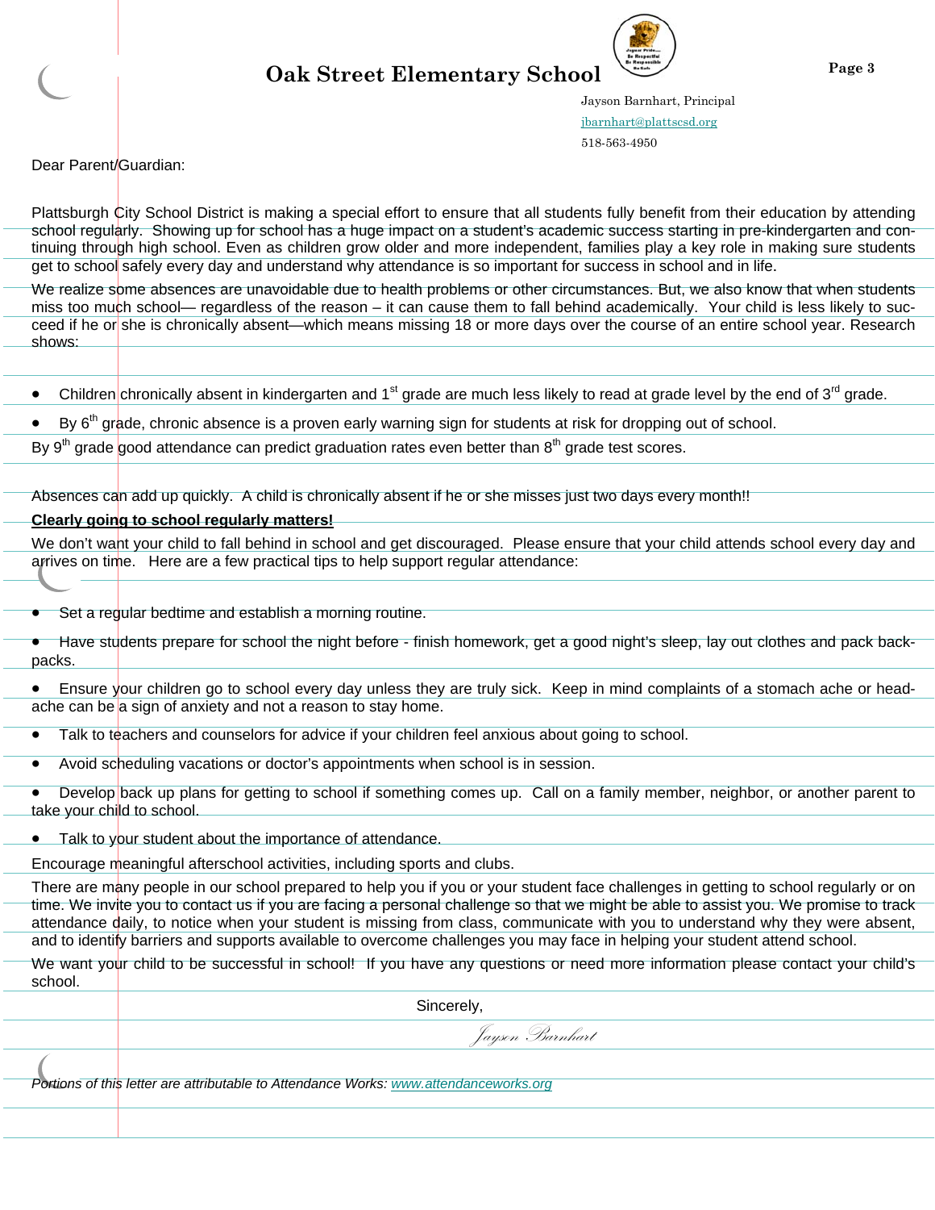# Oak Street Elementary School

Jayson Barnhart, Principal

jbarnhart@plattscsd.org

518-563-4950

Dear Parent/Guardian:

Plattsburgh City School District is making a special effort to ensure that all students fully benefit from their education by attending school regularly. Showing up for school has a huge impact on a student's academic success starting in pre-kindergarten and continuing through high school. Even as children grow older and more independent, families play a key role in making sure students get to school safely every day and understand why attendance is so important for success in school and in life.

We realize some absences are unavoidable due to health problems or other circumstances. But, we also know that when students miss too much school— regardless of the reason – it can cause them to fall behind academically. Your child is less likely to succeed if he or she is chronically absent—which means missing 18 or more days over the course of an entire school year. Research shows:

- Children chronically absent in kindergarten and 1st grade are much less likely to read at grade level by the end of 3rd grade.
- By 6th grade, chronic absence is a proven early warning sign for students at risk for dropping out of school.

By 9th grade good attendance can predict graduation rates even better than 8th grade test scores.

Absences can add up quickly. A child is chronically absent if he or she misses just two days every month!!

**Clearly going to school regularly matters!**

We don't want your child to fall behind in school and get discouraged. Please ensure that your child attends school every day and arrives on time. Here are a few practical tips to help support regular attendance:

- Set a regular bedtime and establish a morning routine.
- Have students prepare for school the night before - finish homework, get a good night's sleep, lay out clothes and pack backpacks.
- Ensure your children go to school every day unless they are truly sick. Keep in mind complaints of a stomach ache or headache can be a sign of anxiety and not a reason to stay home.
- Talk to teachers and counselors for advice if your children feel anxious about going to school.
- Avoid scheduling vacations or doctor's appointments when school is in session.
- Develop back up plans for getting to school if something comes up. Call on a family member, neighbor, or another parent to take your child to school.
- Talk to your student about the importance of attendance.

Encourage meaningful afterschool activities, including sports and clubs.

There are many people in our school prepared to help you if you or your student face challenges in getting to school regularly or on time. We invite you to contact us if you are facing a personal challenge so that we might be able to assist you. We promise to track attendance daily, to notice when your student is missing from class, communicate with you to understand why they were absent, and to identify barriers and supports available to overcome challenges you may face in helping your student attend school.

We want your child to be successful in school! If you have any questions or need more information please contact your child's school.

Sincerely,

*Jayson Barnhart*

*Portions of this letter are attributable to Attendance Works: www.attendanceworks.org*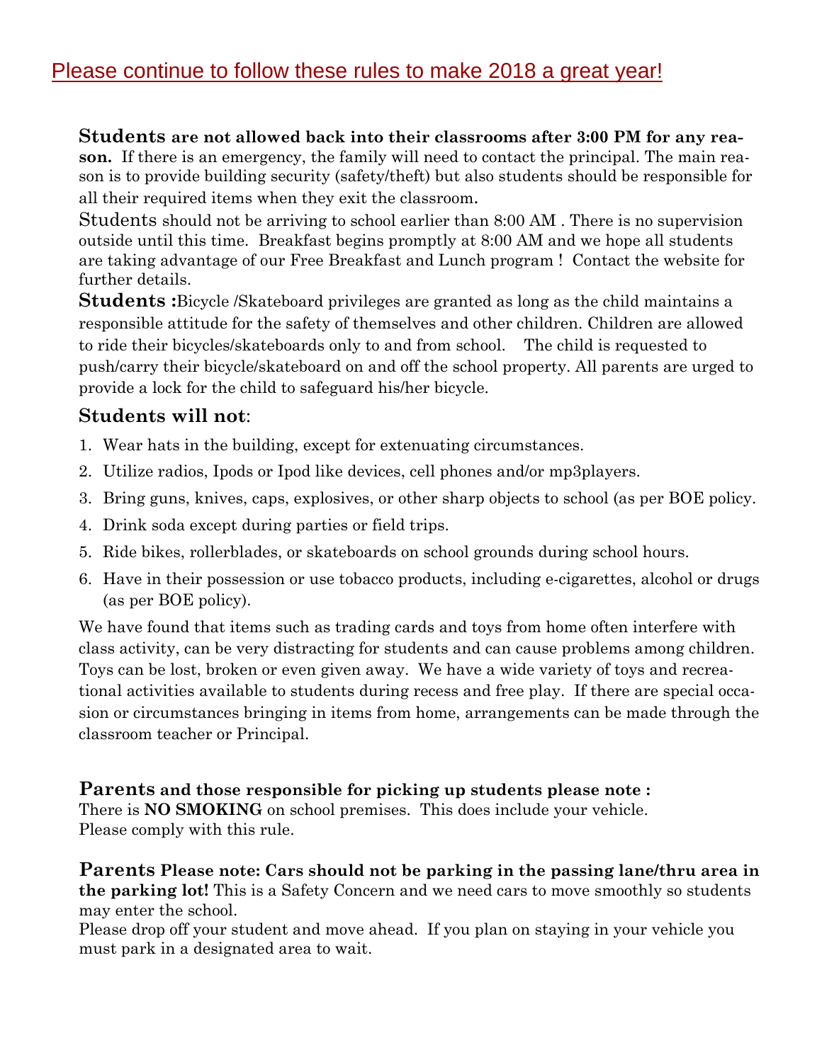## Please continue to follow these rules to make 2018 a great year!

**Students are not allowed back into their classrooms after 3:00 PM for any reason.** If there is an emergency, the family will need to contact the principal. The main reason is to provide building security (safety/theft) but also students should be responsible for all their required items when they exit the classroom.

Students should not be arriving to school earlier than 8:00 AM . There is no supervision outside until this time. Breakfast begins promptly at 8:00 AM and we hope all students are taking advantage of our Free Breakfast and Lunch program ! Contact the website for further details.

**Students :**Bicycle /Skateboard privileges are granted as long as the child maintains a responsible attitude for the safety of themselves and other children. Children are allowed to ride their bicycles/skateboards only to and from school. The child is requested to push/carry their bicycle/skateboard on and off the school property. All parents are urged to provide a lock for the child to safeguard his/her bicycle.

### Students will not:

1. Wear hats in the building, except for extenuating circumstances.
2. Utilize radios, Ipods or Ipod like devices, cell phones and/or mp3players.
3. Bring guns, knives, caps, explosives, or other sharp objects to school (as per BOE policy.
4. Drink soda except during parties or field trips.
5. Ride bikes, rollerblades, or skateboards on school grounds during school hours.
6. Have in their possession or use tobacco products, including e-cigarettes, alcohol or drugs (as per BOE policy).

We have found that items such as trading cards and toys from home often interfere with class activity, can be very distracting for students and can cause problems among children. Toys can be lost, broken or even given away. We have a wide variety of toys and recreational activities available to students during recess and free play. If there are special occasion or circumstances bringing in items from home, arrangements can be made through the classroom teacher or Principal.

**Parents and those responsible for picking up students please note :**
There is **NO SMOKING** on school premises. This does include your vehicle.
Please comply with this rule.

**Parents Please note: Cars should not be parking in the passing lane/thru area in the parking lot!** This is a Safety Concern and we need cars to move smoothly so students may enter the school.
Please drop off your student and move ahead. If you plan on staying in your vehicle you must park in a designated area to wait.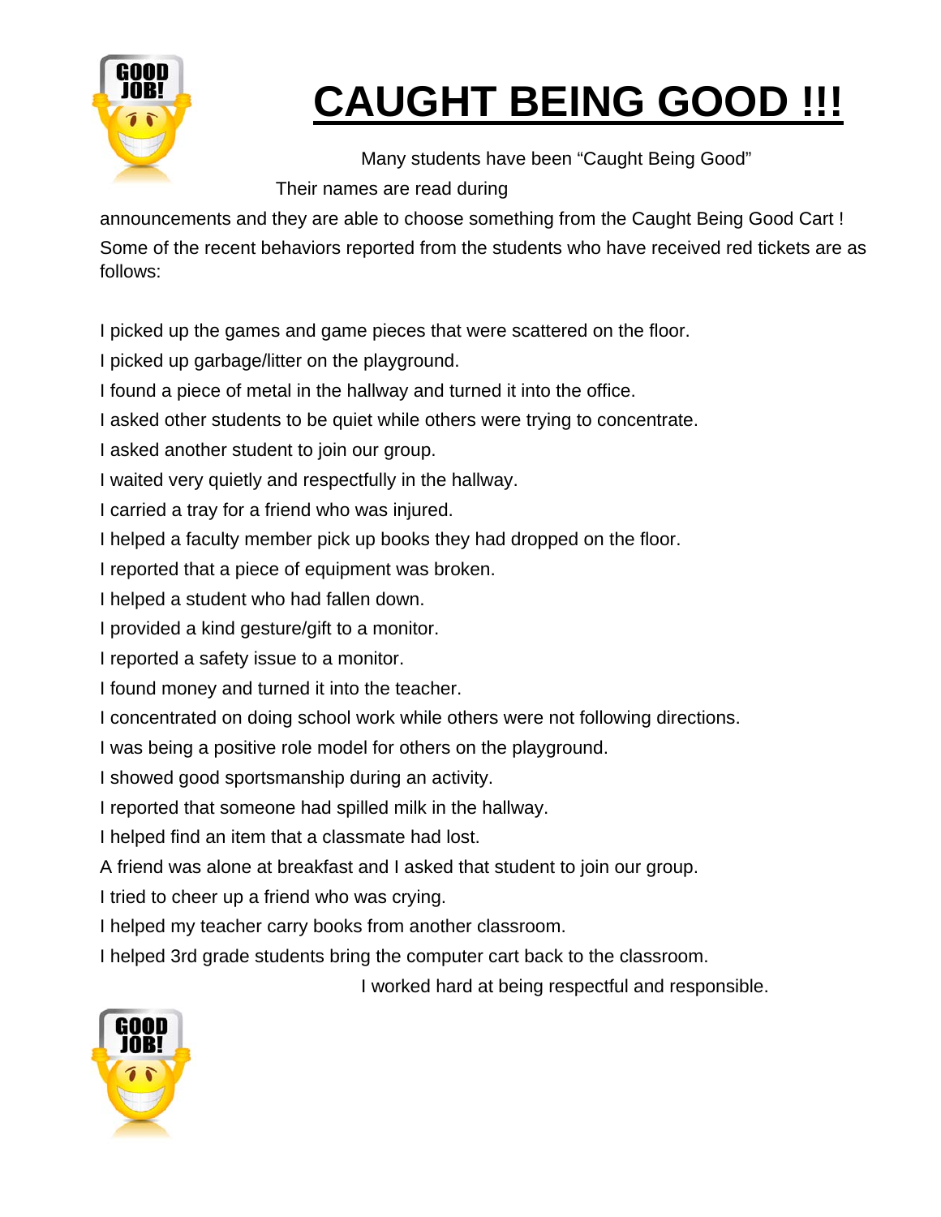# CAUGHT BEING GOOD !!!

Many students have been "Caught Being Good" Their names are read during announcements and they are able to choose something from the Caught Being Good Cart ! Some of the recent behaviors reported from the students who have received red tickets are as follows:

I picked up the games and game pieces that were scattered on the floor.

I picked up garbage/litter on the playground.

I found a piece of metal in the hallway and turned it into the office.

I asked other students to be quiet while others were trying to concentrate.

I asked another student to join our group.

I waited very quietly and respectfully in the hallway.

I carried a tray for a friend who was injured.

I helped a faculty member pick up books they had dropped on the floor.

I reported that a piece of equipment was broken.

I helped a student who had fallen down.

I provided a kind gesture/gift to a monitor.

I reported a safety issue to a monitor.

I found money and turned it into the teacher.

I concentrated on doing school work while others were not following directions.

I was being a positive role model for others on the playground.

I showed good sportsmanship during an activity.

I reported that someone had spilled milk in the hallway.

I helped find an item that a classmate had lost.

A friend was alone at breakfast and I asked that student to join our group.

I tried to cheer up a friend who was crying.

I helped my teacher carry books from another classroom.

I helped 3rd grade students bring the computer cart back to the classroom.

I worked hard at being respectful and responsible.